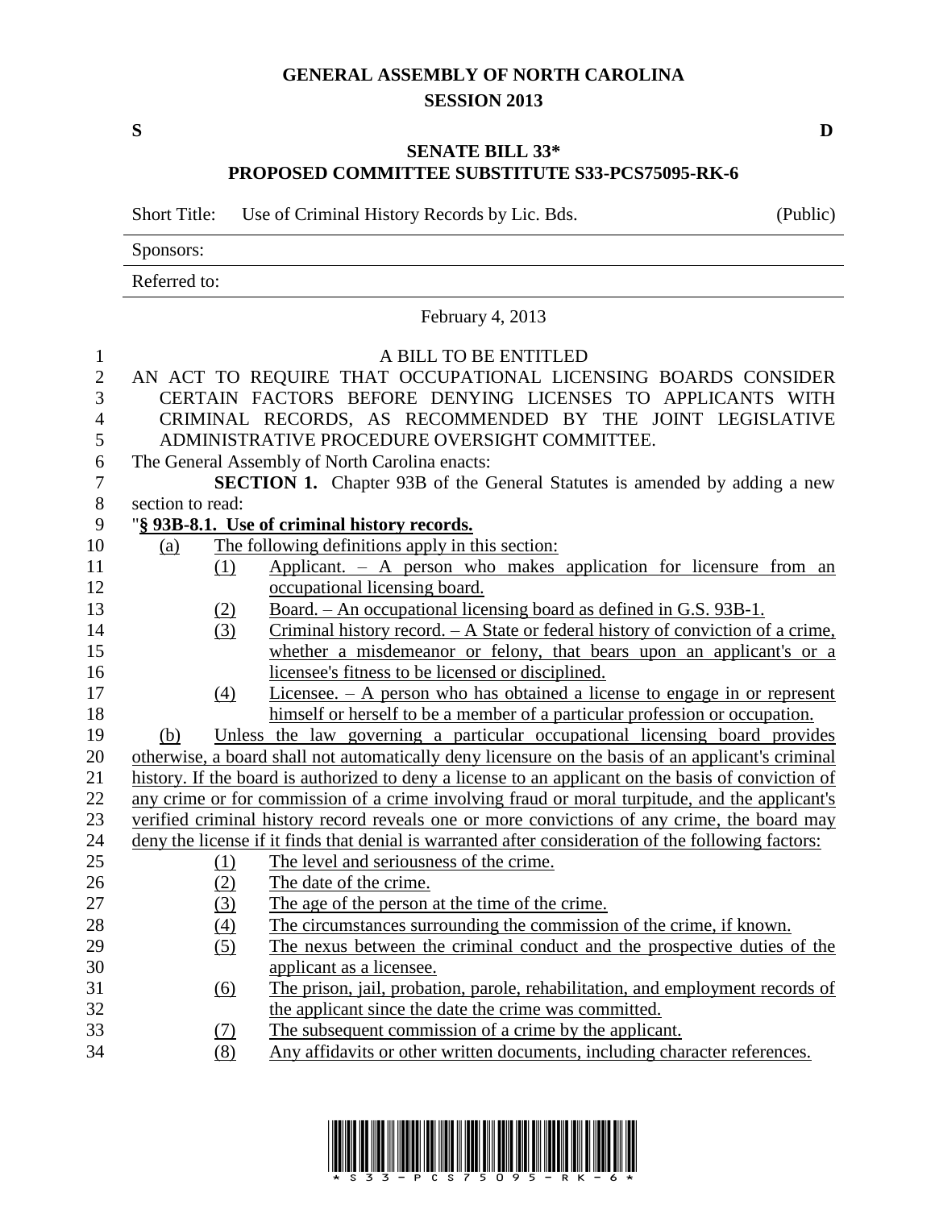# GENERAL ASSEMBLY OF NORTH CAROLINA
## SESSION 2013

**S** **D**

## SENATE BILL 33*
## PROPOSED COMMITTEE SUBSTITUTE S33-PCS75095-RK-6

Short Title: Use of Criminal History Records by Lic. Bds. (Public)

Sponsors:

Referred to:

February 4, 2013

A BILL TO BE ENTITLED

AN ACT TO REQUIRE THAT OCCUPATIONAL LICENSING BOARDS CONSIDER CERTAIN FACTORS BEFORE DENYING LICENSES TO APPLICANTS WITH CRIMINAL RECORDS, AS RECOMMENDED BY THE JOINT LEGISLATIVE ADMINISTRATIVE PROCEDURE OVERSIGHT COMMITTEE.

The General Assembly of North Carolina enacts:

**SECTION 1.** Chapter 93B of the General Statutes is amended by adding a new section to read:

"**§ 93B-8.1. Use of criminal history records.**

(a) The following definitions apply in this section:

(1) Applicant. – A person who makes application for licensure from an occupational licensing board.

(2) Board. – An occupational licensing board as defined in G.S. 93B-1.

(3) Criminal history record. – A State or federal history of conviction of a crime, whether a misdemeanor or felony, that bears upon an applicant's or a licensee's fitness to be licensed or disciplined.

(4) Licensee. – A person who has obtained a license to engage in or represent himself or herself to be a member of a particular profession or occupation.

(b) Unless the law governing a particular occupational licensing board provides otherwise, a board shall not automatically deny licensure on the basis of an applicant's criminal history. If the board is authorized to deny a license to an applicant on the basis of conviction of any crime or for commission of a crime involving fraud or moral turpitude, and the applicant's verified criminal history record reveals one or more convictions of any crime, the board may deny the license if it finds that denial is warranted after consideration of the following factors:

(1) The level and seriousness of the crime.

(2) The date of the crime.

(3) The age of the person at the time of the crime.

(4) The circumstances surrounding the commission of the crime, if known.

(5) The nexus between the criminal conduct and the prospective duties of the applicant as a licensee.

(6) The prison, jail, probation, parole, rehabilitation, and employment records of the applicant since the date the crime was committed.

(7) The subsequent commission of a crime by the applicant.

(8) Any affidavits or other written documents, including character references.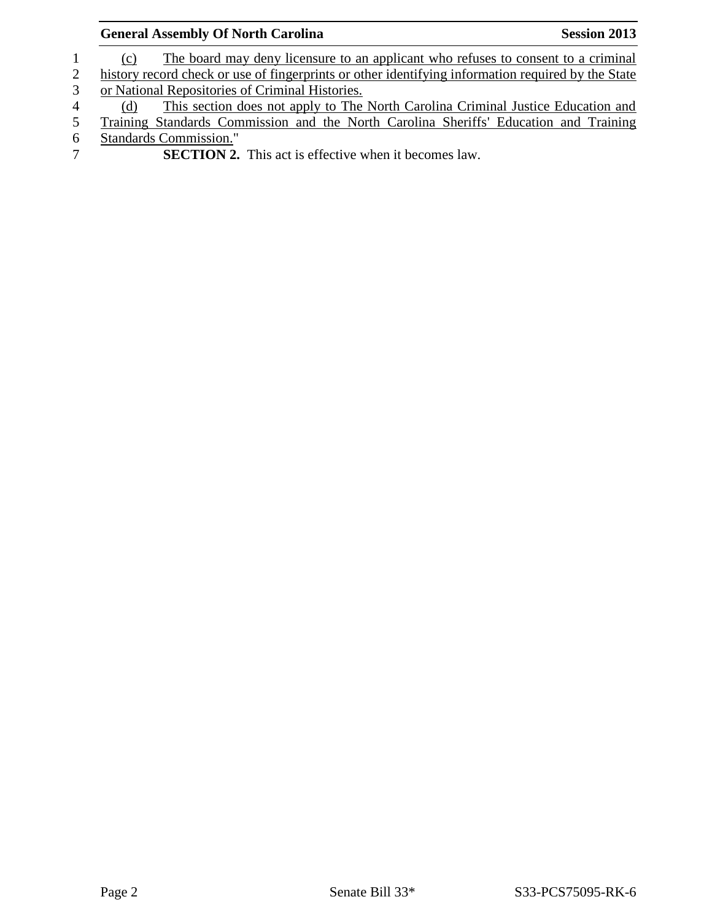(c) The board may deny licensure to an applicant who refuses to consent to a criminal history record check or use of fingerprints or other identifying information required by the State or National Repositories of Criminal Histories.

(d) This section does not apply to The North Carolina Criminal Justice Education and Training Standards Commission and the North Carolina Sheriffs' Education and Training Standards Commission."

**SECTION 2.** This act is effective when it becomes law.